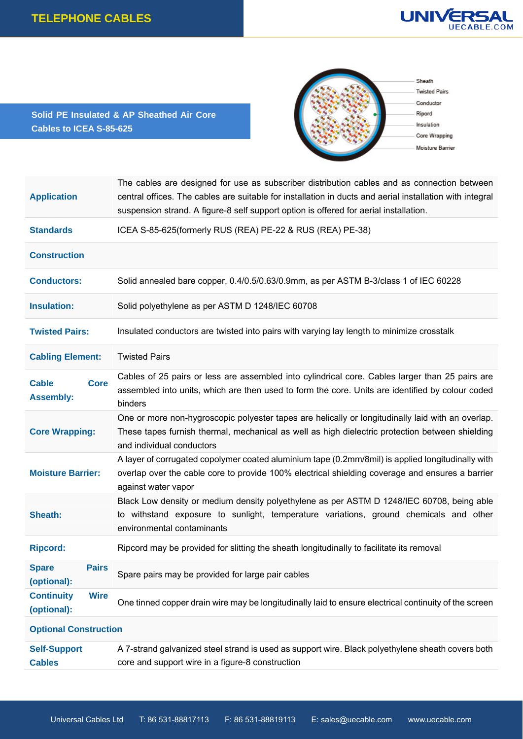# TELEPHONE CABLES

## Solid PE Insulated & AP Sheathed Air Core Cables to ICEA S-85-625

Sheath
Twisted Pairs
Conductor
Ripord
Insulation
Core Wrapping
Moisture Barrier

| | |
|---|---|
| **Application** | The cables are designed for use as subscriber distribution cables and as connection between central offices. The cables are suitable for installation in ducts and aerial installation with integral suspension strand. A figure-8 self support option is offered for aerial installation. |
| **Standards** | ICEA S-85-625(formerly RUS (REA) PE-22 & RUS (REA) PE-38) |
| **Construction** | |
| **Conductors:** | Solid annealed bare copper, 0.4/0.5/0.63/0.9mm, as per ASTM B-3/class 1 of IEC 60228 |
| **Insulation:** | Solid polyethylene as per ASTM D 1248/IEC 60708 |
| **Twisted Pairs:** | Insulated conductors are twisted into pairs with varying lay length to minimize crosstalk |
| **Cabling Element:** | Twisted Pairs |
| **Cable Core Assembly:** | Cables of 25 pairs or less are assembled into cylindrical core. Cables larger than 25 pairs are assembled into units, which are then used to form the core. Units are identified by colour coded binders |
| **Core Wrapping:** | One or more non-hygroscopic polyester tapes are helically or longitudinally laid with an overlap. These tapes furnish thermal, mechanical as well as high dielectric protection between shielding and individual conductors |
| **Moisture Barrier:** | A layer of corrugated copolymer coated aluminium tape (0.2mm/8mil) is applied longitudinally with overlap over the cable core to provide 100% electrical shielding coverage and ensures a barrier against water vapor |
| **Sheath:** | Black Low density or medium density polyethylene as per ASTM D 1248/IEC 60708, being able to withstand exposure to sunlight, temperature variations, ground chemicals and other environmental contaminants |
| **Ripcord:** | Ripcord may be provided for slitting the sheath longitudinally to facilitate its removal |
| **Spare Pairs (optional):** | Spare pairs may be provided for large pair cables |
| **Continuity Wire (optional):** | One tinned copper drain wire may be longitudinally laid to ensure electrical continuity of the screen |
| **Optional Construction** | |
| **Self-Support Cables** | A 7-strand galvanized steel strand is used as support wire. Black polyethylene sheath covers both core and support wire in a figure-8 construction |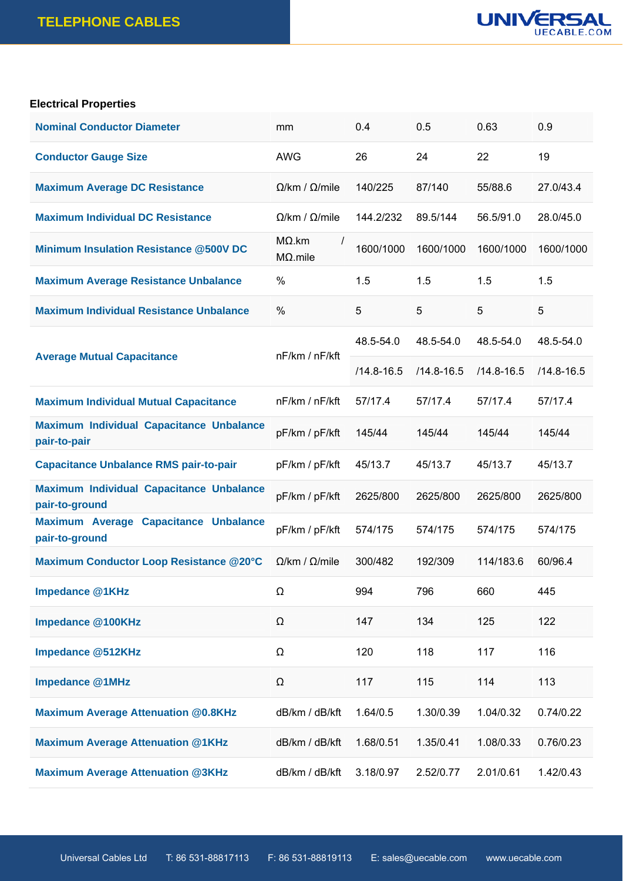### Electrical Properties

| Nominal Conductor Diameter | mm | 0.4 | 0.5 | 0.63 | 0.9 |
|---|---|---|---|---|---|
| Conductor Gauge Size | AWG | 26 | 24 | 22 | 19 |
| Maximum Average DC Resistance | Ω/km / Ω/mile | 140/225 | 87/140 | 55/88.6 | 27.0/43.4 |
| Maximum Individual DC Resistance | Ω/km / Ω/mile | 144.2/232 | 89.5/144 | 56.5/91.0 | 28.0/45.0 |
| Minimum Insulation Resistance @500V DC | MΩ.km / MΩ.mile | 1600/1000 | 1600/1000 | 1600/1000 | 1600/1000 |
| Maximum Average Resistance Unbalance | % | 1.5 | 1.5 | 1.5 | 1.5 |
| Maximum Individual Resistance Unbalance | % | 5 | 5 | 5 | 5 |
| Average Mutual Capacitance | nF/km / nF/kft | 48.5-54.0 /14.8-16.5 | 48.5-54.0 /14.8-16.5 | 48.5-54.0 /14.8-16.5 | 48.5-54.0 /14.8-16.5 |
| Maximum Individual Mutual Capacitance | nF/km / nF/kft | 57/17.4 | 57/17.4 | 57/17.4 | 57/17.4 |
| Maximum Individual Capacitance Unbalance pair-to-pair | pF/km / pF/kft | 145/44 | 145/44 | 145/44 | 145/44 |
| Capacitance Unbalance RMS pair-to-pair | pF/km / pF/kft | 45/13.7 | 45/13.7 | 45/13.7 | 45/13.7 |
| Maximum Individual Capacitance Unbalance pair-to-ground | pF/km / pF/kft | 2625/800 | 2625/800 | 2625/800 | 2625/800 |
| Maximum Average Capacitance Unbalance pair-to-ground | pF/km / pF/kft | 574/175 | 574/175 | 574/175 | 574/175 |
| Maximum Conductor Loop Resistance @20°C | Ω/km / Ω/mile | 300/482 | 192/309 | 114/183.6 | 60/96.4 |
| Impedance @1KHz | Ω | 994 | 796 | 660 | 445 |
| Impedance @100KHz | Ω | 147 | 134 | 125 | 122 |
| Impedance @512KHz | Ω | 120 | 118 | 117 | 116 |
| Impedance @1MHz | Ω | 117 | 115 | 114 | 113 |
| Maximum Average Attenuation @0.8KHz | dB/km / dB/kft | 1.64/0.5 | 1.30/0.39 | 1.04/0.32 | 0.74/0.22 |
| Maximum Average Attenuation @1KHz | dB/km / dB/kft | 1.68/0.51 | 1.35/0.41 | 1.08/0.33 | 0.76/0.23 |
| Maximum Average Attenuation @3KHz | dB/km / dB/kft | 3.18/0.97 | 2.52/0.77 | 2.01/0.61 | 1.42/0.43 |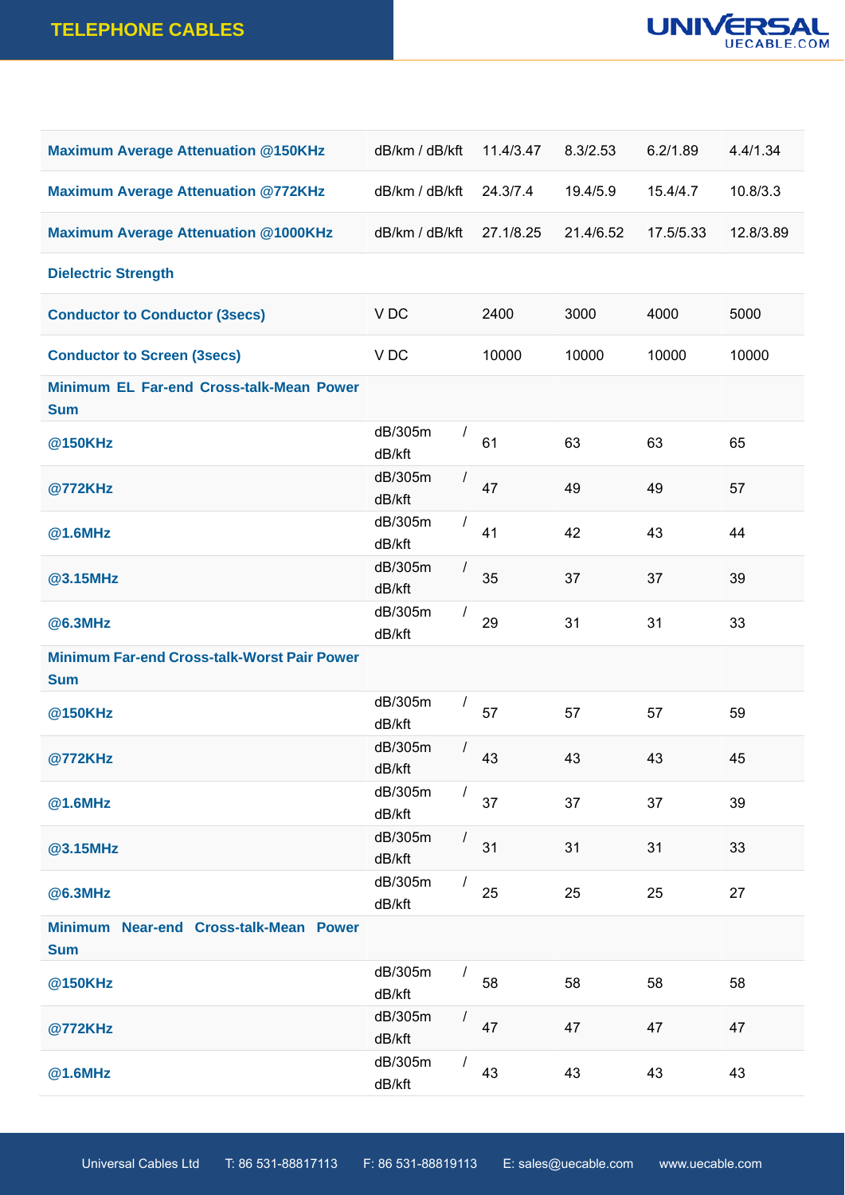| Maximum Average Attenuation @150KHz | dB/km / dB/kft | 11.4/3.47 | 8.3/2.53 | 6.2/1.89 | 4.4/1.34 |
|---|---|---|---|---|---|
| Maximum Average Attenuation @772KHz | dB/km / dB/kft | 24.3/7.4 | 19.4/5.9 | 15.4/4.7 | 10.8/3.3 |
| Maximum Average Attenuation @1000KHz | dB/km / dB/kft | 27.1/8.25 | 21.4/6.52 | 17.5/5.33 | 12.8/3.89 |
| Dielectric Strength | | | | | |
| Conductor to Conductor (3secs) | V DC | 2400 | 3000 | 4000 | 5000 |
| Conductor to Screen (3secs) | V DC | 10000 | 10000 | 10000 | 10000 |
| Minimum EL Far-end Cross-talk-Mean Power Sum | | | | | |
| @150KHz | dB/305m / dB/kft | 61 | 63 | 63 | 65 |
| @772KHz | dB/305m / dB/kft | 47 | 49 | 49 | 57 |
| @1.6MHz | dB/305m / dB/kft | 41 | 42 | 43 | 44 |
| @3.15MHz | dB/305m / dB/kft | 35 | 37 | 37 | 39 |
| @6.3MHz | dB/305m / dB/kft | 29 | 31 | 31 | 33 |
| Minimum Far-end Cross-talk-Worst Pair Power Sum | | | | | |
| @150KHz | dB/305m / dB/kft | 57 | 57 | 57 | 59 |
| @772KHz | dB/305m / dB/kft | 43 | 43 | 43 | 45 |
| @1.6MHz | dB/305m / dB/kft | 37 | 37 | 37 | 39 |
| @3.15MHz | dB/305m / dB/kft | 31 | 31 | 31 | 33 |
| @6.3MHz | dB/305m / dB/kft | 25 | 25 | 25 | 27 |
| Minimum Near-end Cross-talk-Mean Power Sum | | | | | |
| @150KHz | dB/305m / dB/kft | 58 | 58 | 58 | 58 |
| @772KHz | dB/305m / dB/kft | 47 | 47 | 47 | 47 |
| @1.6MHz | dB/305m / dB/kft | 43 | 43 | 43 | 43 |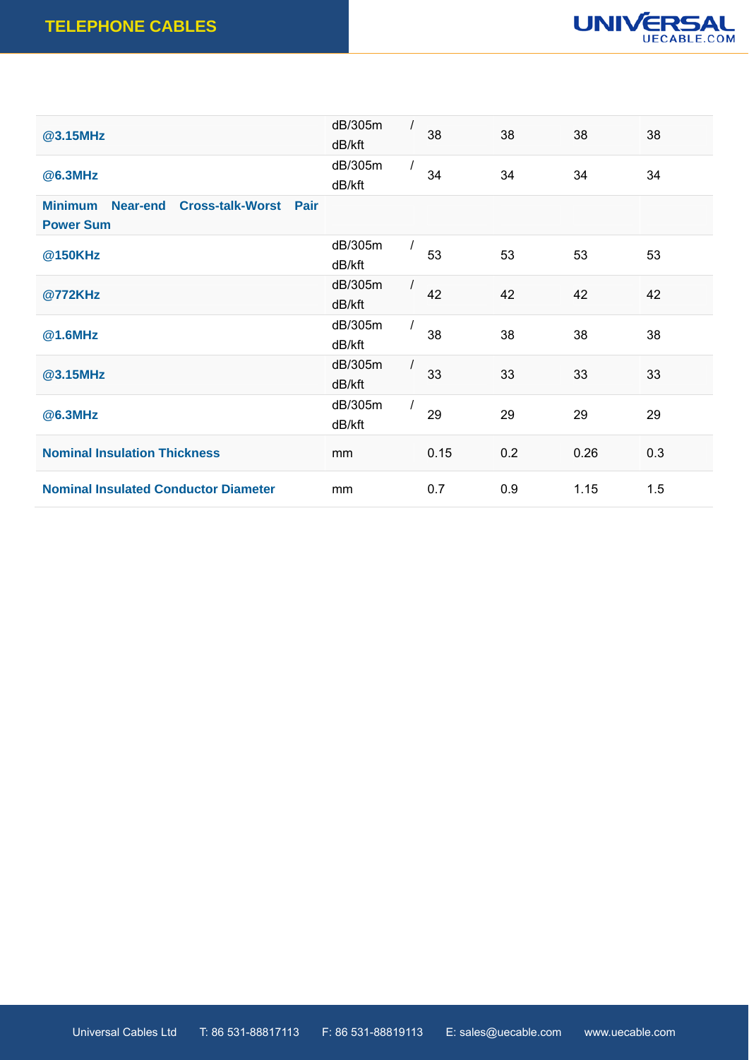| | | | | | |
|---|---|---|---|---|---|
| @3.15MHz | dB/305m / dB/kft | 38 | 38 | 38 | 38 |
| @6.3MHz | dB/305m / dB/kft | 34 | 34 | 34 | 34 |
| Minimum Near-end Cross-talk-Worst Pair Power Sum | | | | | |
| @150KHz | dB/305m / dB/kft | 53 | 53 | 53 | 53 |
| @772KHz | dB/305m / dB/kft | 42 | 42 | 42 | 42 |
| @1.6MHz | dB/305m / dB/kft | 38 | 38 | 38 | 38 |
| @3.15MHz | dB/305m / dB/kft | 33 | 33 | 33 | 33 |
| @6.3MHz | dB/305m / dB/kft | 29 | 29 | 29 | 29 |
| Nominal Insulation Thickness | mm | 0.15 | 0.2 | 0.26 | 0.3 |
| Nominal Insulated Conductor Diameter | mm | 0.7 | 0.9 | 1.15 | 1.5 |